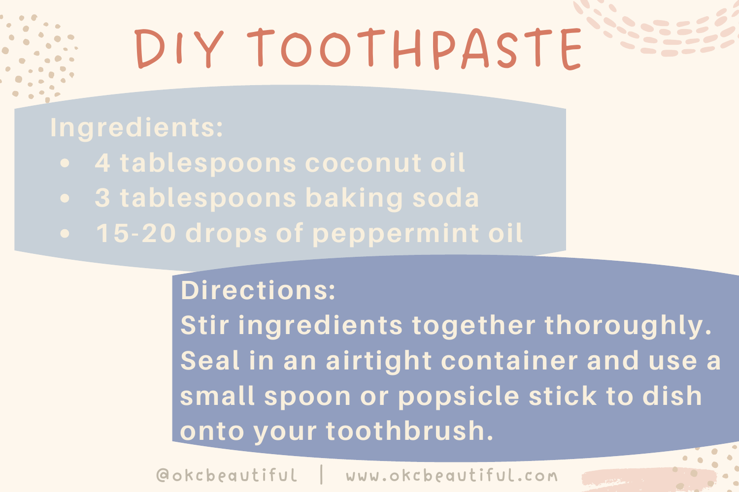# DIY TOOTHPASTE

**Ingredients:**

- 4 tablespoons coconut oil
- 3 tablespoons baking soda
- 15-20 drops of peppermint oil

**Directions:**

Stir ingredients together thoroughly. Seal in an airtight container and use a small spoon or popsicle stick to dish onto your toothbrush.

@okcbeautiful | www.okcbeautiful.com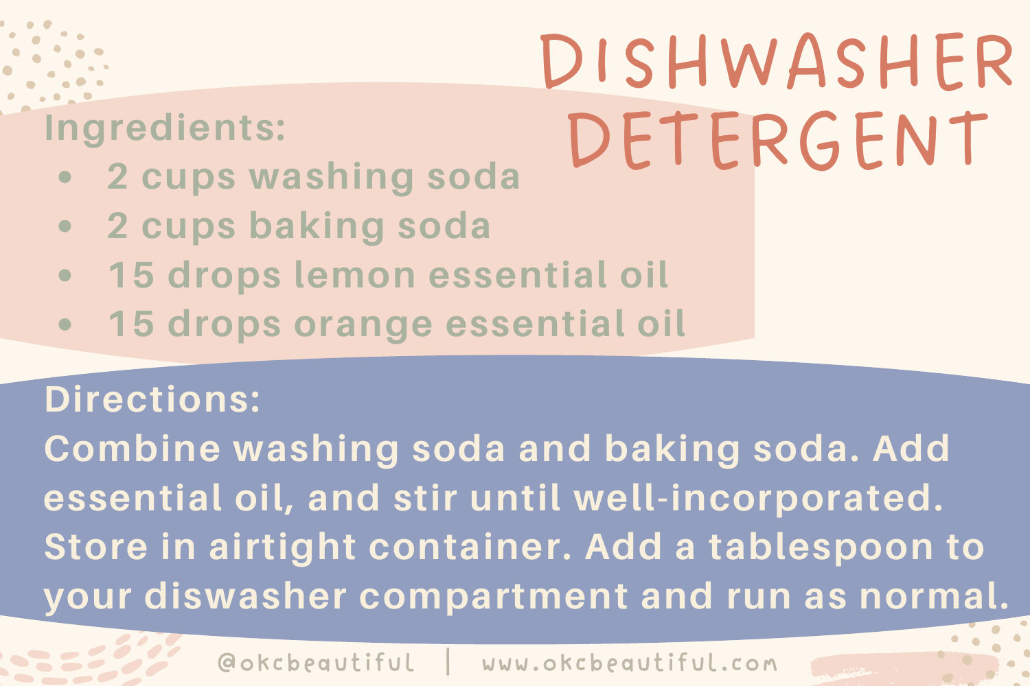# DISHWASHER DETERGENT

**Ingredients:**

- 2 cups washing soda
- 2 cups baking soda
- 15 drops lemon essential oil
- 15 drops orange essential oil

**Directions:**

Combine washing soda and baking soda. Add essential oil, and stir until well-incorporated. Store in airtight container. Add a tablespoon to your diswasher compartment and run as normal.

@okcbeautiful | www.okcbeautiful.com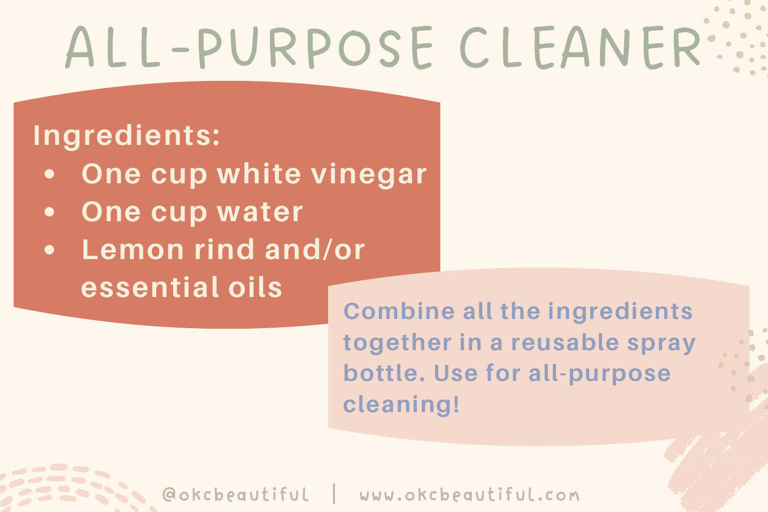# ALL-PURPOSE CLEANER

**Ingredients:**

- One cup white vinegar
- One cup water
- Lemon rind and/or essential oils

Combine all the ingredients together in a reusable spray bottle. Use for all-purpose cleaning!

@okcbeautiful | www.okcbeautiful.com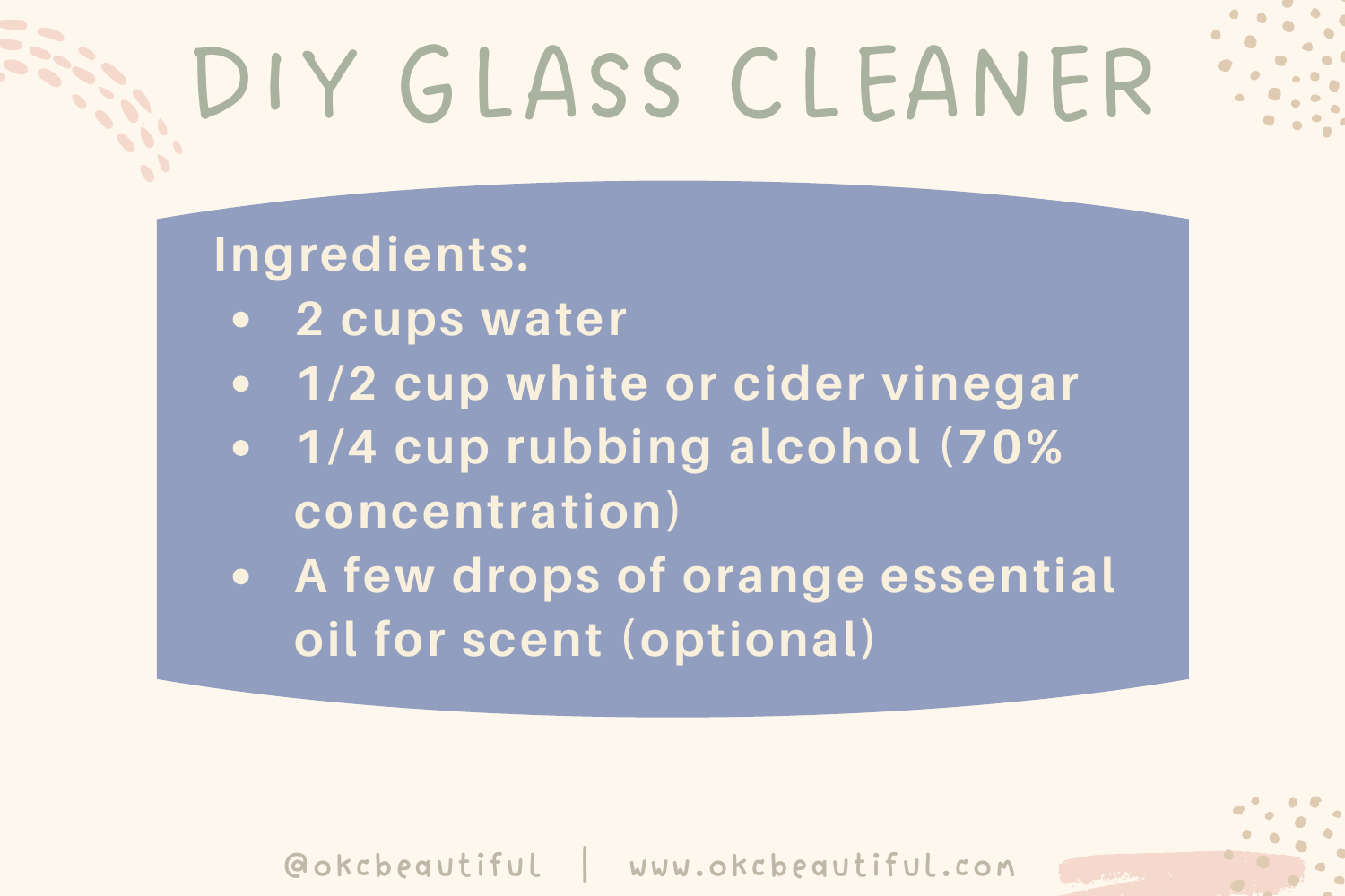# DIY GLASS CLEANER

**Ingredients:**

- 2 cups water
- 1/2 cup white or cider vinegar
- 1/4 cup rubbing alcohol (70% concentration)
- A few drops of orange essential oil for scent (optional)

@okcbeautiful | www.okcbeautiful.com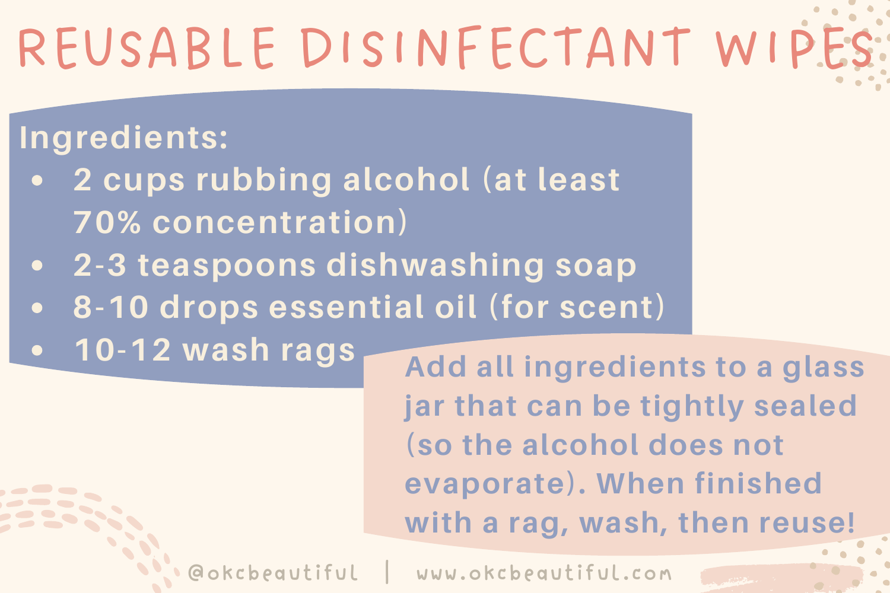# REUSABLE DISINFECTANT WIPES

**Ingredients:**

- 2 cups rubbing alcohol (at least 70% concentration)
- 2-3 teaspoons dishwashing soap
- 8-10 drops essential oil (for scent)
- 10-12 wash rags

Add all ingredients to a glass jar that can be tightly sealed (so the alcohol does not evaporate). When finished with a rag, wash, then reuse!

@okcbeautiful | www.okcbeautiful.com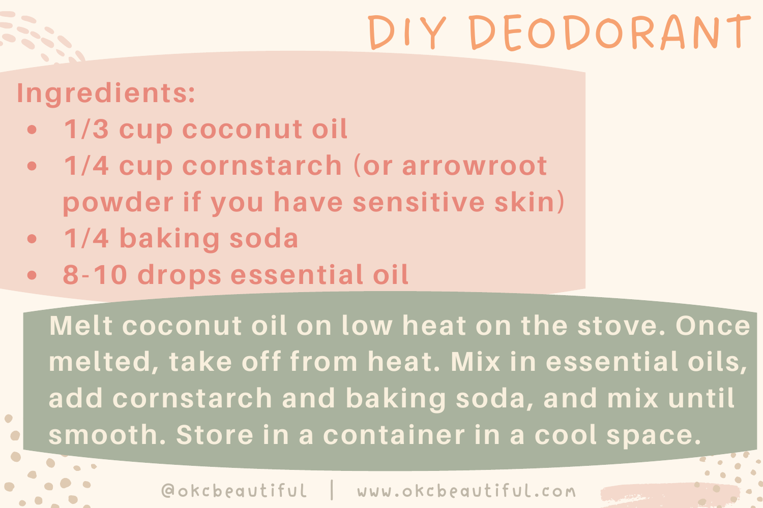# DIY DEODORANT

**Ingredients:**

- 1/3 cup coconut oil
- 1/4 cup cornstarch (or arrowroot powder if you have sensitive skin)
- 1/4 baking soda
- 8-10 drops essential oil

Melt coconut oil on low heat on the stove. Once melted, take off from heat. Mix in essential oils, add cornstarch and baking soda, and mix until smooth. Store in a container in a cool space.

@okcbeautiful | www.okcbeautiful.com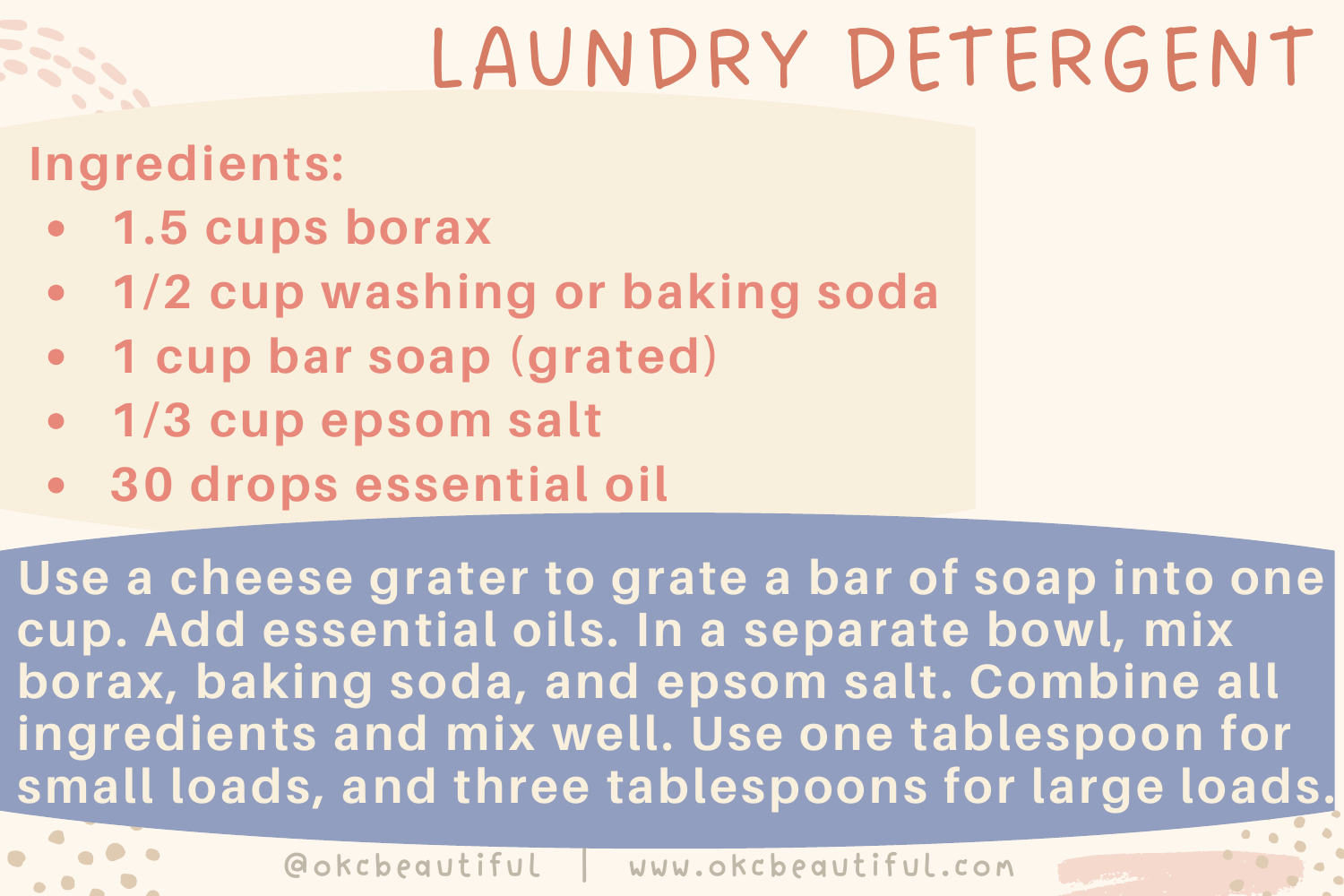# LAUNDRY DETERGENT

**Ingredients:**

- 1.5 cups borax
- 1/2 cup washing or baking soda
- 1 cup bar soap (grated)
- 1/3 cup epsom salt
- 30 drops essential oil

Use a cheese grater to grate a bar of soap into one cup. Add essential oils. In a separate bowl, mix borax, baking soda, and epsom salt. Combine all ingredients and mix well. Use one tablespoon for small loads, and three tablespoons for large loads.

@okcbeautiful | www.okcbeautiful.com